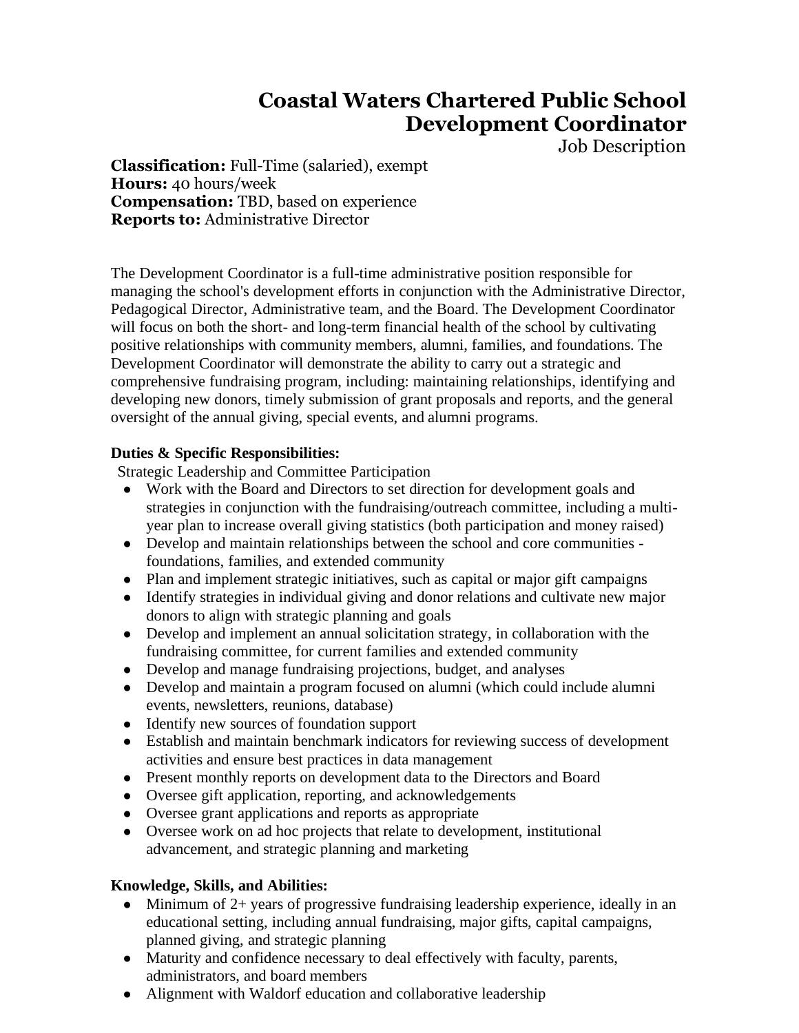# Coastal Waters Chartered Public School
# Development Coordinator

Job Description

**Classification:** Full-Time (salaried), exempt
**Hours:** 40 hours/week
**Compensation:** TBD, based on experience
**Reports to:** Administrative Director

The Development Coordinator is a full-time administrative position responsible for managing the school's development efforts in conjunction with the Administrative Director, Pedagogical Director, Administrative team, and the Board. The Development Coordinator will focus on both the short- and long-term financial health of the school by cultivating positive relationships with community members, alumni, families, and foundations. The Development Coordinator will demonstrate the ability to carry out a strategic and comprehensive fundraising program, including: maintaining relationships, identifying and developing new donors, timely submission of grant proposals and reports, and the general oversight of the annual giving, special events, and alumni programs.

**Duties & Specific Responsibilities:**

Strategic Leadership and Committee Participation

- Work with the Board and Directors to set direction for development goals and strategies in conjunction with the fundraising/outreach committee, including a multi-year plan to increase overall giving statistics (both participation and money raised)
- Develop and maintain relationships between the school and core communities - foundations, families, and extended community
- Plan and implement strategic initiatives, such as capital or major gift campaigns
- Identify strategies in individual giving and donor relations and cultivate new major donors to align with strategic planning and goals
- Develop and implement an annual solicitation strategy, in collaboration with the fundraising committee, for current families and extended community
- Develop and manage fundraising projections, budget, and analyses
- Develop and maintain a program focused on alumni (which could include alumni events, newsletters, reunions, database)
- Identify new sources of foundation support
- Establish and maintain benchmark indicators for reviewing success of development activities and ensure best practices in data management
- Present monthly reports on development data to the Directors and Board
- Oversee gift application, reporting, and acknowledgements
- Oversee grant applications and reports as appropriate
- Oversee work on ad hoc projects that relate to development, institutional advancement, and strategic planning and marketing

**Knowledge, Skills, and Abilities:**

- Minimum of 2+ years of progressive fundraising leadership experience, ideally in an educational setting, including annual fundraising, major gifts, capital campaigns, planned giving, and strategic planning
- Maturity and confidence necessary to deal effectively with faculty, parents, administrators, and board members
- Alignment with Waldorf education and collaborative leadership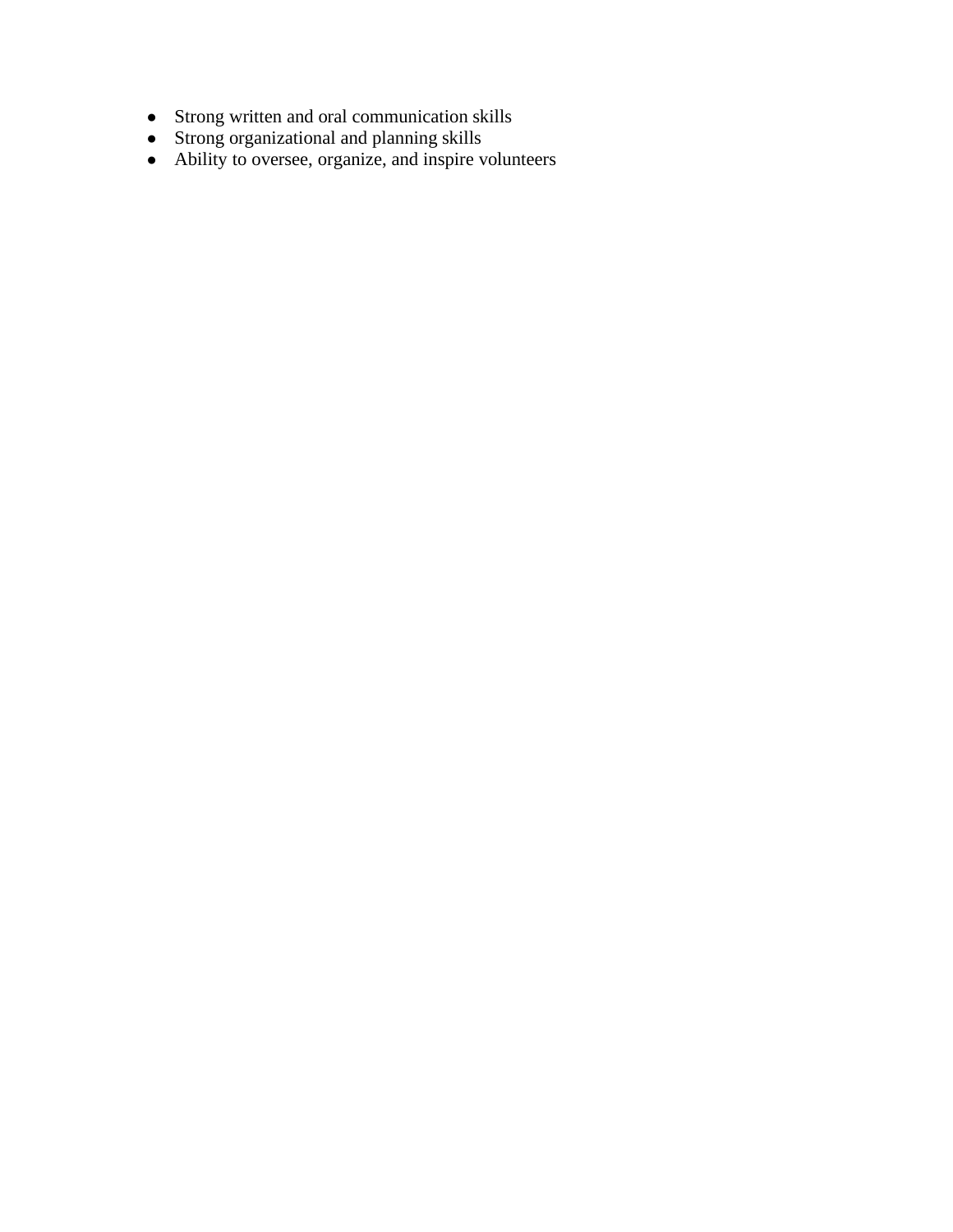- Strong written and oral communication skills
- Strong organizational and planning skills
- Ability to oversee, organize, and inspire volunteers